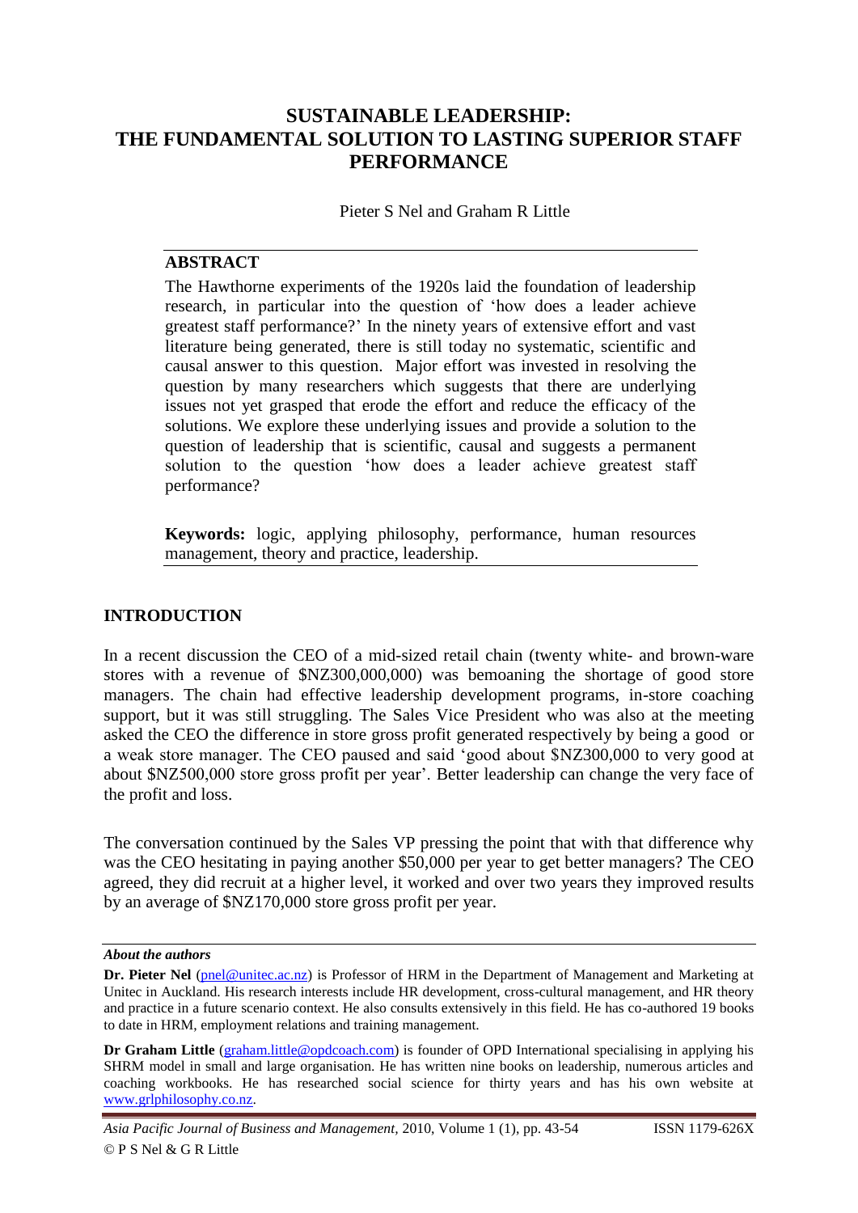# SUSTAINABLE LEADERSHIP: THE FUNDAMENTAL SOLUTION TO LASTING SUPERIOR STAFF PERFORMANCE

Pieter S Nel and Graham R Little

## ABSTRACT

The Hawthorne experiments of the 1920s laid the foundation of leadership research, in particular into the question of 'how does a leader achieve greatest staff performance?' In the ninety years of extensive effort and vast literature being generated, there is still today no systematic, scientific and causal answer to this question. Major effort was invested in resolving the question by many researchers which suggests that there are underlying issues not yet grasped that erode the effort and reduce the efficacy of the solutions. We explore these underlying issues and provide a solution to the question of leadership that is scientific, causal and suggests a permanent solution to the question 'how does a leader achieve greatest staff performance?

**Keywords:** logic, applying philosophy, performance, human resources management, theory and practice, leadership.

## INTRODUCTION

In a recent discussion the CEO of a mid-sized retail chain (twenty white- and brown-ware stores with a revenue of \$NZ300,000,000) was bemoaning the shortage of good store managers. The chain had effective leadership development programs, in-store coaching support, but it was still struggling. The Sales Vice President who was also at the meeting asked the CEO the difference in store gross profit generated respectively by being a good or a weak store manager. The CEO paused and said 'good about \$NZ300,000 to very good at about \$NZ500,000 store gross profit per year'. Better leadership can change the very face of the profit and loss.

The conversation continued by the Sales VP pressing the point that with that difference why was the CEO hesitating in paying another \$50,000 per year to get better managers? The CEO agreed, they did recruit at a higher level, it worked and over two years they improved results by an average of \$NZ170,000 store gross profit per year.

***About the authors***

**Dr. Pieter Nel** (pnel@unitec.ac.nz) is Professor of HRM in the Department of Management and Marketing at Unitec in Auckland. His research interests include HR development, cross-cultural management, and HR theory and practice in a future scenario context. He also consults extensively in this field. He has co-authored 19 books to date in HRM, employment relations and training management.

**Dr Graham Little** (graham.little@opdcoach.com) is founder of OPD International specialising in applying his SHRM model in small and large organisation. He has written nine books on leadership, numerous articles and coaching workbooks. He has researched social science for thirty years and has his own website at www.grlphilosophy.co.nz.

*Asia Pacific Journal of Business and Management,* 2010, Volume 1 (1), pp. 43-54 ISSN 1179-626X
© P S Nel & G R Little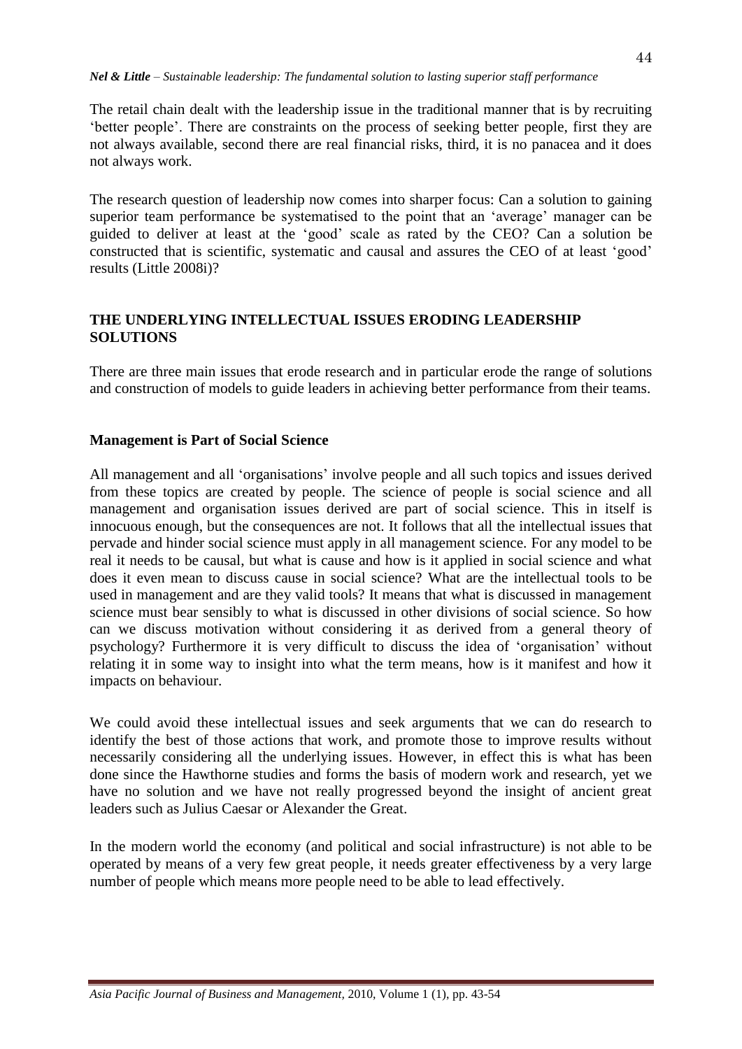The retail chain dealt with the leadership issue in the traditional manner that is by recruiting 'better people'. There are constraints on the process of seeking better people, first they are not always available, second there are real financial risks, third, it is no panacea and it does not always work.

The research question of leadership now comes into sharper focus: Can a solution to gaining superior team performance be systematised to the point that an 'average' manager can be guided to deliver at least at the 'good' scale as rated by the CEO? Can a solution be constructed that is scientific, systematic and causal and assures the CEO of at least 'good' results (Little 2008i)?

## THE UNDERLYING INTELLECTUAL ISSUES ERODING LEADERSHIP SOLUTIONS

There are three main issues that erode research and in particular erode the range of solutions and construction of models to guide leaders in achieving better performance from their teams.

### Management is Part of Social Science

All management and all 'organisations' involve people and all such topics and issues derived from these topics are created by people. The science of people is social science and all management and organisation issues derived are part of social science. This in itself is innocuous enough, but the consequences are not. It follows that all the intellectual issues that pervade and hinder social science must apply in all management science. For any model to be real it needs to be causal, but what is cause and how is it applied in social science and what does it even mean to discuss cause in social science? What are the intellectual tools to be used in management and are they valid tools? It means that what is discussed in management science must bear sensibly to what is discussed in other divisions of social science. So how can we discuss motivation without considering it as derived from a general theory of psychology? Furthermore it is very difficult to discuss the idea of 'organisation' without relating it in some way to insight into what the term means, how is it manifest and how it impacts on behaviour.

We could avoid these intellectual issues and seek arguments that we can do research to identify the best of those actions that work, and promote those to improve results without necessarily considering all the underlying issues. However, in effect this is what has been done since the Hawthorne studies and forms the basis of modern work and research, yet we have no solution and we have not really progressed beyond the insight of ancient great leaders such as Julius Caesar or Alexander the Great.

In the modern world the economy (and political and social infrastructure) is not able to be operated by means of a very few great people, it needs greater effectiveness by a very large number of people which means more people need to be able to lead effectively.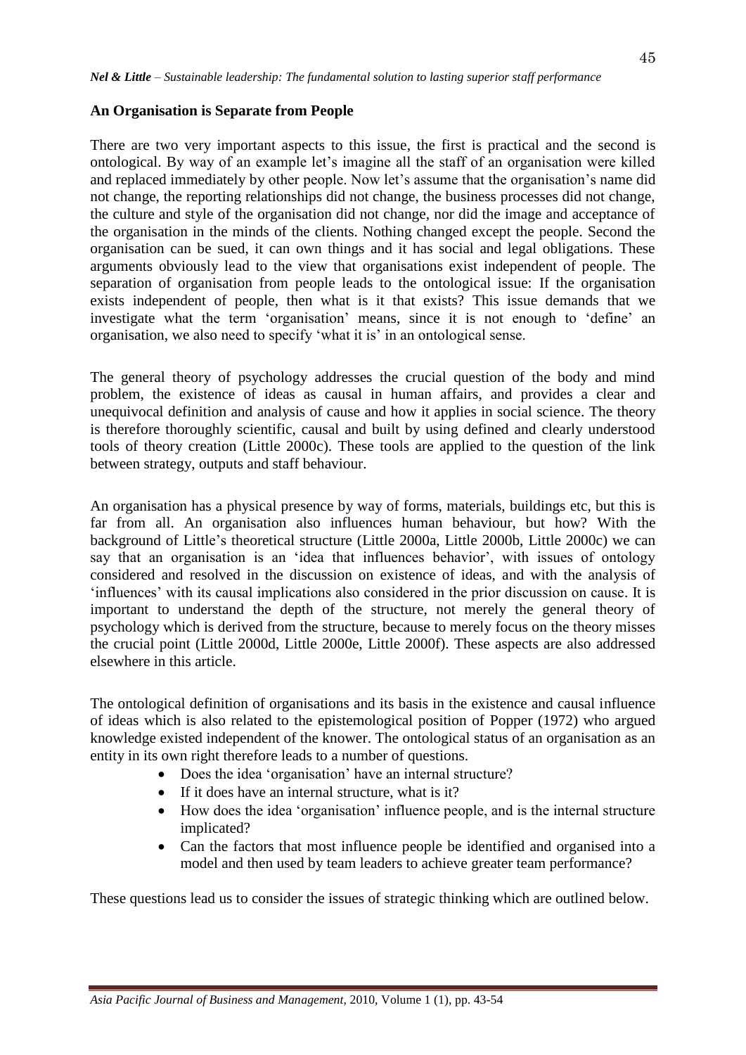## An Organisation is Separate from People

There are two very important aspects to this issue, the first is practical and the second is ontological. By way of an example let's imagine all the staff of an organisation were killed and replaced immediately by other people. Now let's assume that the organisation's name did not change, the reporting relationships did not change, the business processes did not change, the culture and style of the organisation did not change, nor did the image and acceptance of the organisation in the minds of the clients. Nothing changed except the people. Second the organisation can be sued, it can own things and it has social and legal obligations. These arguments obviously lead to the view that organisations exist independent of people. The separation of organisation from people leads to the ontological issue: If the organisation exists independent of people, then what is it that exists? This issue demands that we investigate what the term 'organisation' means, since it is not enough to 'define' an organisation, we also need to specify 'what it is' in an ontological sense.

The general theory of psychology addresses the crucial question of the body and mind problem, the existence of ideas as causal in human affairs, and provides a clear and unequivocal definition and analysis of cause and how it applies in social science. The theory is therefore thoroughly scientific, causal and built by using defined and clearly understood tools of theory creation (Little 2000c). These tools are applied to the question of the link between strategy, outputs and staff behaviour.

An organisation has a physical presence by way of forms, materials, buildings etc, but this is far from all. An organisation also influences human behaviour, but how? With the background of Little's theoretical structure (Little 2000a, Little 2000b, Little 2000c) we can say that an organisation is an 'idea that influences behavior', with issues of ontology considered and resolved in the discussion on existence of ideas, and with the analysis of 'influences' with its causal implications also considered in the prior discussion on cause. It is important to understand the depth of the structure, not merely the general theory of psychology which is derived from the structure, because to merely focus on the theory misses the crucial point (Little 2000d, Little 2000e, Little 2000f). These aspects are also addressed elsewhere in this article.

The ontological definition of organisations and its basis in the existence and causal influence of ideas which is also related to the epistemological position of Popper (1972) who argued knowledge existed independent of the knower. The ontological status of an organisation as an entity in its own right therefore leads to a number of questions.

- Does the idea 'organisation' have an internal structure?
- If it does have an internal structure, what is it?
- How does the idea 'organisation' influence people, and is the internal structure implicated?
- Can the factors that most influence people be identified and organised into a model and then used by team leaders to achieve greater team performance?

These questions lead us to consider the issues of strategic thinking which are outlined below.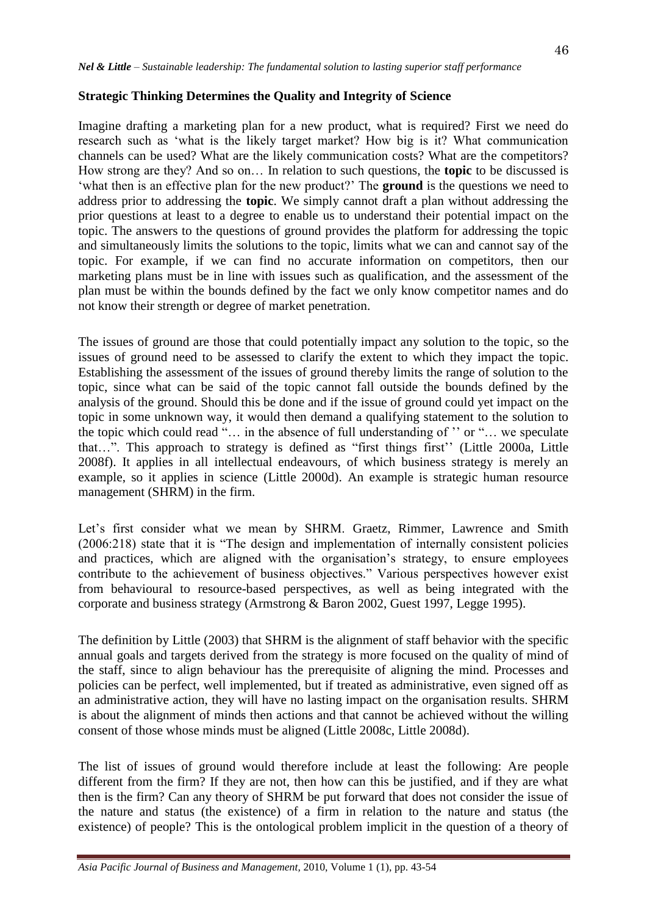## Strategic Thinking Determines the Quality and Integrity of Science

Imagine drafting a marketing plan for a new product, what is required? First we need do research such as 'what is the likely target market? How big is it? What communication channels can be used? What are the likely communication costs? What are the competitors? How strong are they? And so on… In relation to such questions, the **topic** to be discussed is 'what then is an effective plan for the new product?' The **ground** is the questions we need to address prior to addressing the **topic**. We simply cannot draft a plan without addressing the prior questions at least to a degree to enable us to understand their potential impact on the topic. The answers to the questions of ground provides the platform for addressing the topic and simultaneously limits the solutions to the topic, limits what we can and cannot say of the topic. For example, if we can find no accurate information on competitors, then our marketing plans must be in line with issues such as qualification, and the assessment of the plan must be within the bounds defined by the fact we only know competitor names and do not know their strength or degree of market penetration.

The issues of ground are those that could potentially impact any solution to the topic, so the issues of ground need to be assessed to clarify the extent to which they impact the topic. Establishing the assessment of the issues of ground thereby limits the range of solution to the topic, since what can be said of the topic cannot fall outside the bounds defined by the analysis of the ground. Should this be done and if the issue of ground could yet impact on the topic in some unknown way, it would then demand a qualifying statement to the solution to the topic which could read "… in the absence of full understanding of '' or "… we speculate that…". This approach to strategy is defined as "first things first'' (Little 2000a, Little 2008f). It applies in all intellectual endeavours, of which business strategy is merely an example, so it applies in science (Little 2000d). An example is strategic human resource management (SHRM) in the firm.

Let's first consider what we mean by SHRM. Graetz, Rimmer, Lawrence and Smith (2006:218) state that it is "The design and implementation of internally consistent policies and practices, which are aligned with the organisation's strategy, to ensure employees contribute to the achievement of business objectives." Various perspectives however exist from behavioural to resource-based perspectives, as well as being integrated with the corporate and business strategy (Armstrong & Baron 2002, Guest 1997, Legge 1995).

The definition by Little (2003) that SHRM is the alignment of staff behavior with the specific annual goals and targets derived from the strategy is more focused on the quality of mind of the staff, since to align behaviour has the prerequisite of aligning the mind. Processes and policies can be perfect, well implemented, but if treated as administrative, even signed off as an administrative action, they will have no lasting impact on the organisation results. SHRM is about the alignment of minds then actions and that cannot be achieved without the willing consent of those whose minds must be aligned (Little 2008c, Little 2008d).

The list of issues of ground would therefore include at least the following: Are people different from the firm? If they are not, then how can this be justified, and if they are what then is the firm? Can any theory of SHRM be put forward that does not consider the issue of the nature and status (the existence) of a firm in relation to the nature and status (the existence) of people? This is the ontological problem implicit in the question of a theory of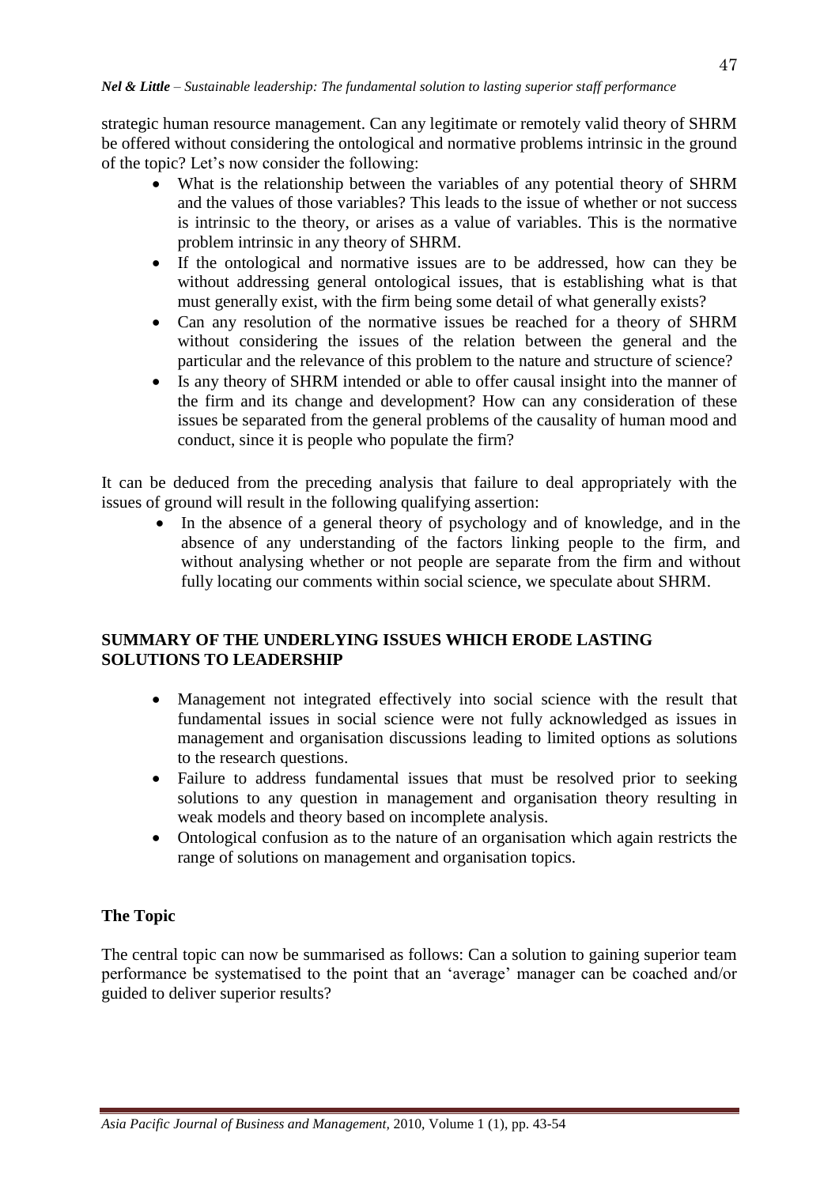strategic human resource management. Can any legitimate or remotely valid theory of SHRM be offered without considering the ontological and normative problems intrinsic in the ground of the topic? Let's now consider the following:

- What is the relationship between the variables of any potential theory of SHRM and the values of those variables? This leads to the issue of whether or not success is intrinsic to the theory, or arises as a value of variables. This is the normative problem intrinsic in any theory of SHRM.
- If the ontological and normative issues are to be addressed, how can they be without addressing general ontological issues, that is establishing what is that must generally exist, with the firm being some detail of what generally exists?
- Can any resolution of the normative issues be reached for a theory of SHRM without considering the issues of the relation between the general and the particular and the relevance of this problem to the nature and structure of science?
- Is any theory of SHRM intended or able to offer causal insight into the manner of the firm and its change and development? How can any consideration of these issues be separated from the general problems of the causality of human mood and conduct, since it is people who populate the firm?

It can be deduced from the preceding analysis that failure to deal appropriately with the issues of ground will result in the following qualifying assertion:

- In the absence of a general theory of psychology and of knowledge, and in the absence of any understanding of the factors linking people to the firm, and without analysing whether or not people are separate from the firm and without fully locating our comments within social science, we speculate about SHRM.

## SUMMARY OF THE UNDERLYING ISSUES WHICH ERODE LASTING SOLUTIONS TO LEADERSHIP

- Management not integrated effectively into social science with the result that fundamental issues in social science were not fully acknowledged as issues in management and organisation discussions leading to limited options as solutions to the research questions.
- Failure to address fundamental issues that must be resolved prior to seeking solutions to any question in management and organisation theory resulting in weak models and theory based on incomplete analysis.
- Ontological confusion as to the nature of an organisation which again restricts the range of solutions on management and organisation topics.

### The Topic

The central topic can now be summarised as follows: Can a solution to gaining superior team performance be systematised to the point that an 'average' manager can be coached and/or guided to deliver superior results?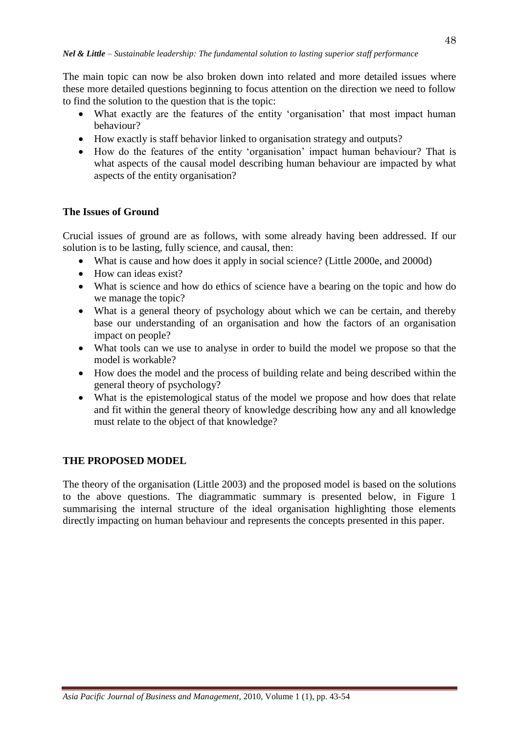The main topic can now be also broken down into related and more detailed issues where these more detailed questions beginning to focus attention on the direction we need to follow to find the solution to the question that is the topic:

- What exactly are the features of the entity 'organisation' that most impact human behaviour?
- How exactly is staff behavior linked to organisation strategy and outputs?
- How do the features of the entity 'organisation' impact human behaviour? That is what aspects of the causal model describing human behaviour are impacted by what aspects of the entity organisation?

**The Issues of Ground**

Crucial issues of ground are as follows, with some already having been addressed. If our solution is to be lasting, fully science, and causal, then:

- What is cause and how does it apply in social science? (Little 2000e, and 2000d)
- How can ideas exist?
- What is science and how do ethics of science have a bearing on the topic and how do we manage the topic?
- What is a general theory of psychology about which we can be certain, and thereby base our understanding of an organisation and how the factors of an organisation impact on people?
- What tools can we use to analyse in order to build the model we propose so that the model is workable?
- How does the model and the process of building relate and being described within the general theory of psychology?
- What is the epistemological status of the model we propose and how does that relate and fit within the general theory of knowledge describing how any and all knowledge must relate to the object of that knowledge?

## THE PROPOSED MODEL

The theory of the organisation (Little 2003) and the proposed model is based on the solutions to the above questions. The diagrammatic summary is presented below, in Figure 1 summarising the internal structure of the ideal organisation highlighting those elements directly impacting on human behaviour and represents the concepts presented in this paper.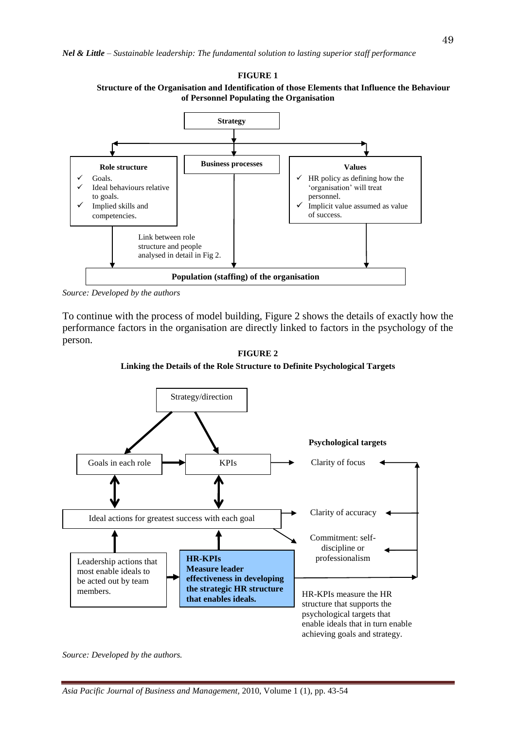**FIGURE 1**

**Structure of the Organisation and Identification of those Elements that Influence the Behaviour of Personnel Populating the Organisation**

**Strategy**

**Role structure**
- ✓ Goals.
- ✓ Ideal behaviours relative to goals.
- ✓ Implied skills and competencies.

**Business processes**

**Values**
- ✓ HR policy as defining how the 'organisation' will treat personnel.
- ✓ Implicit value assumed as value of success.

Link between role structure and people analysed in detail in Fig 2.

**Population (staffing) of the organisation**

*Source: Developed by the authors*

To continue with the process of model building, Figure 2 shows the details of exactly how the performance factors in the organisation are directly linked to factors in the psychology of the person.

**FIGURE 2**

**Linking the Details of the Role Structure to Definite Psychological Targets**

Strategy/direction

Goals in each role

KPIs

Ideal actions for greatest success with each goal

Leadership actions that most enable ideals to be acted out by team members.

**HR-KPIs**
**Measure leader effectiveness in developing the strategic HR structure that enables ideals.**

**Psychological targets**

Clarity of focus

Clarity of accuracy

Commitment: self-discipline or professionalism

HR-KPIs measure the HR structure that supports the psychological targets that enable ideals that in turn enable achieving goals and strategy.

*Source: Developed by the authors.*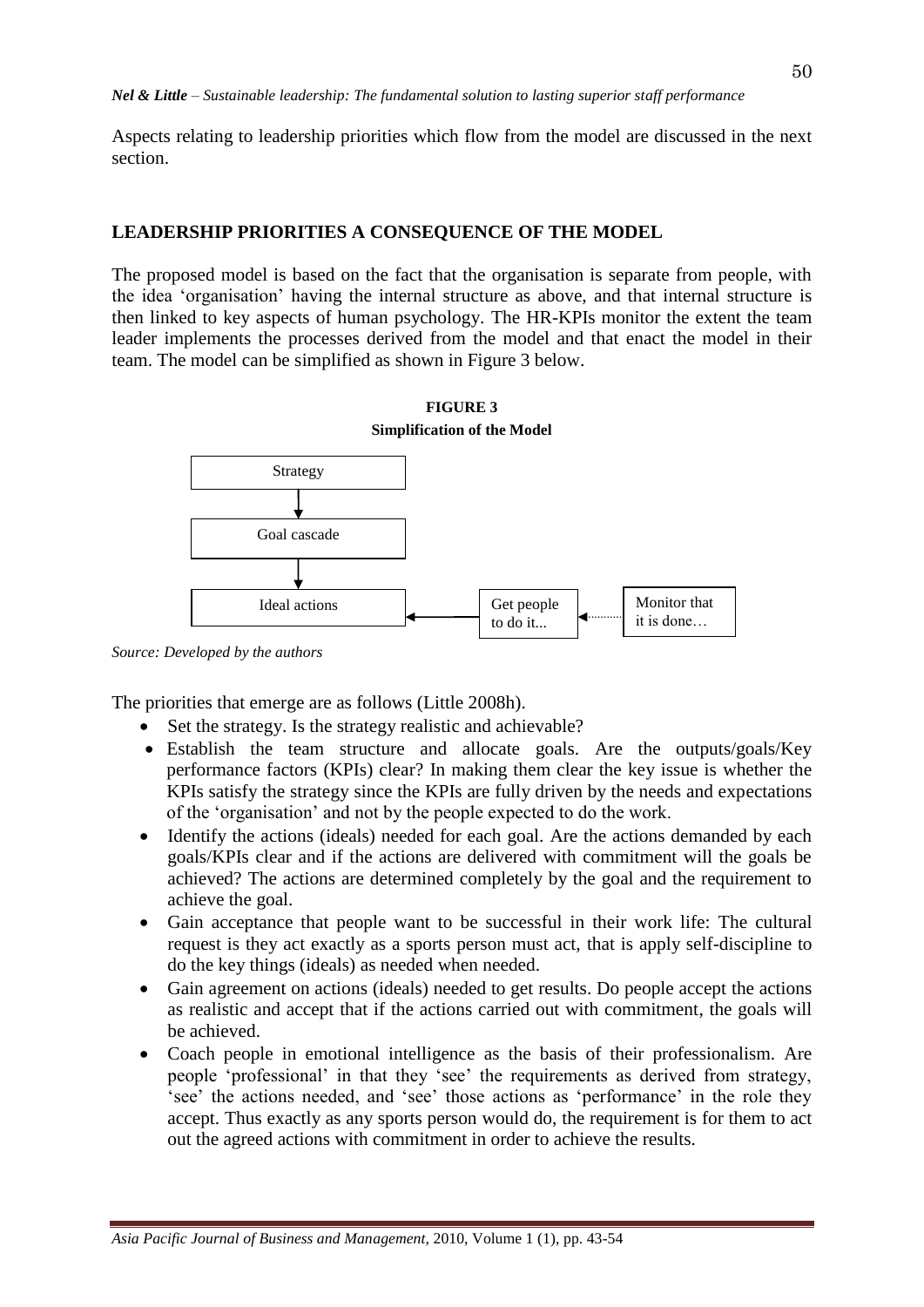Aspects relating to leadership priorities which flow from the model are discussed in the next section.

## LEADERSHIP PRIORITIES A CONSEQUENCE OF THE MODEL

The proposed model is based on the fact that the organisation is separate from people, with the idea 'organisation' having the internal structure as above, and that internal structure is then linked to key aspects of human psychology. The HR-KPIs monitor the extent the team leader implements the processes derived from the model and that enact the model in their team. The model can be simplified as shown in Figure 3 below.

**FIGURE 3**
**Simplification of the Model**

```
Strategy
   ↓
Goal cascade
   ↓
Ideal actions  ←  Get people to do it...  ←··· Monitor that it is done…
```

*Source: Developed by the authors*

The priorities that emerge are as follows (Little 2008h).

- Set the strategy. Is the strategy realistic and achievable?
- Establish the team structure and allocate goals. Are the outputs/goals/Key performance factors (KPIs) clear? In making them clear the key issue is whether the KPIs satisfy the strategy since the KPIs are fully driven by the needs and expectations of the 'organisation' and not by the people expected to do the work.
- Identify the actions (ideals) needed for each goal. Are the actions demanded by each goals/KPIs clear and if the actions are delivered with commitment will the goals be achieved? The actions are determined completely by the goal and the requirement to achieve the goal.
- Gain acceptance that people want to be successful in their work life: The cultural request is they act exactly as a sports person must act, that is apply self-discipline to do the key things (ideals) as needed when needed.
- Gain agreement on actions (ideals) needed to get results. Do people accept the actions as realistic and accept that if the actions carried out with commitment, the goals will be achieved.
- Coach people in emotional intelligence as the basis of their professionalism. Are people 'professional' in that they 'see' the requirements as derived from strategy, 'see' the actions needed, and 'see' those actions as 'performance' in the role they accept. Thus exactly as any sports person would do, the requirement is for them to act out the agreed actions with commitment in order to achieve the results.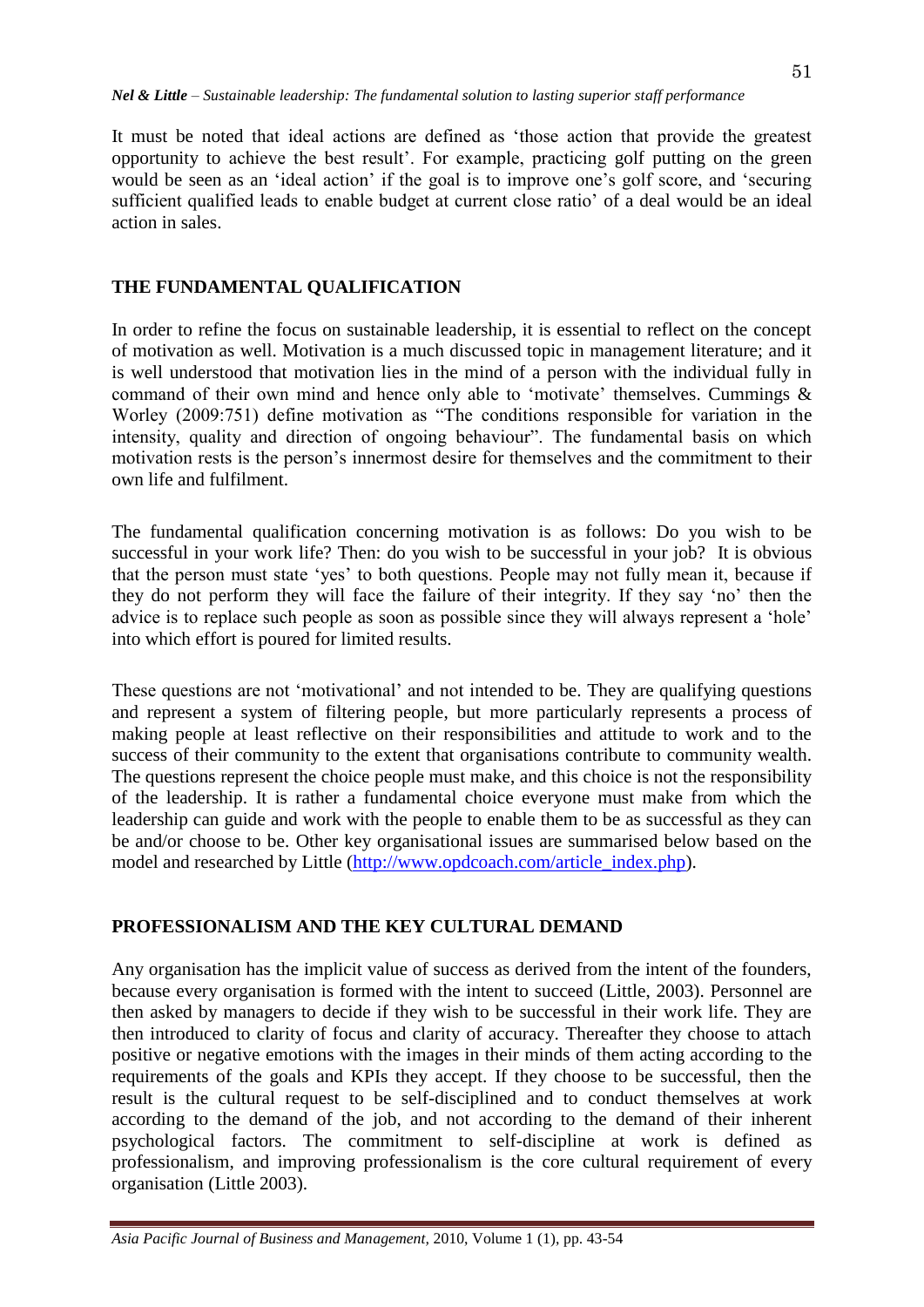It must be noted that ideal actions are defined as 'those action that provide the greatest opportunity to achieve the best result'. For example, practicing golf putting on the green would be seen as an 'ideal action' if the goal is to improve one's golf score, and 'securing sufficient qualified leads to enable budget at current close ratio' of a deal would be an ideal action in sales.

## THE FUNDAMENTAL QUALIFICATION

In order to refine the focus on sustainable leadership, it is essential to reflect on the concept of motivation as well. Motivation is a much discussed topic in management literature; and it is well understood that motivation lies in the mind of a person with the individual fully in command of their own mind and hence only able to 'motivate' themselves. Cummings & Worley (2009:751) define motivation as "The conditions responsible for variation in the intensity, quality and direction of ongoing behaviour". The fundamental basis on which motivation rests is the person's innermost desire for themselves and the commitment to their own life and fulfilment.

The fundamental qualification concerning motivation is as follows: Do you wish to be successful in your work life? Then: do you wish to be successful in your job? It is obvious that the person must state 'yes' to both questions. People may not fully mean it, because if they do not perform they will face the failure of their integrity. If they say 'no' then the advice is to replace such people as soon as possible since they will always represent a 'hole' into which effort is poured for limited results.

These questions are not 'motivational' and not intended to be. They are qualifying questions and represent a system of filtering people, but more particularly represents a process of making people at least reflective on their responsibilities and attitude to work and to the success of their community to the extent that organisations contribute to community wealth. The questions represent the choice people must make, and this choice is not the responsibility of the leadership. It is rather a fundamental choice everyone must make from which the leadership can guide and work with the people to enable them to be as successful as they can be and/or choose to be. Other key organisational issues are summarised below based on the model and researched by Little (http://www.opdcoach.com/article_index.php).

## PROFESSIONALISM AND THE KEY CULTURAL DEMAND

Any organisation has the implicit value of success as derived from the intent of the founders, because every organisation is formed with the intent to succeed (Little, 2003). Personnel are then asked by managers to decide if they wish to be successful in their work life. They are then introduced to clarity of focus and clarity of accuracy. Thereafter they choose to attach positive or negative emotions with the images in their minds of them acting according to the requirements of the goals and KPIs they accept. If they choose to be successful, then the result is the cultural request to be self-disciplined and to conduct themselves at work according to the demand of the job, and not according to the demand of their inherent psychological factors. The commitment to self-discipline at work is defined as professionalism, and improving professionalism is the core cultural requirement of every organisation (Little 2003).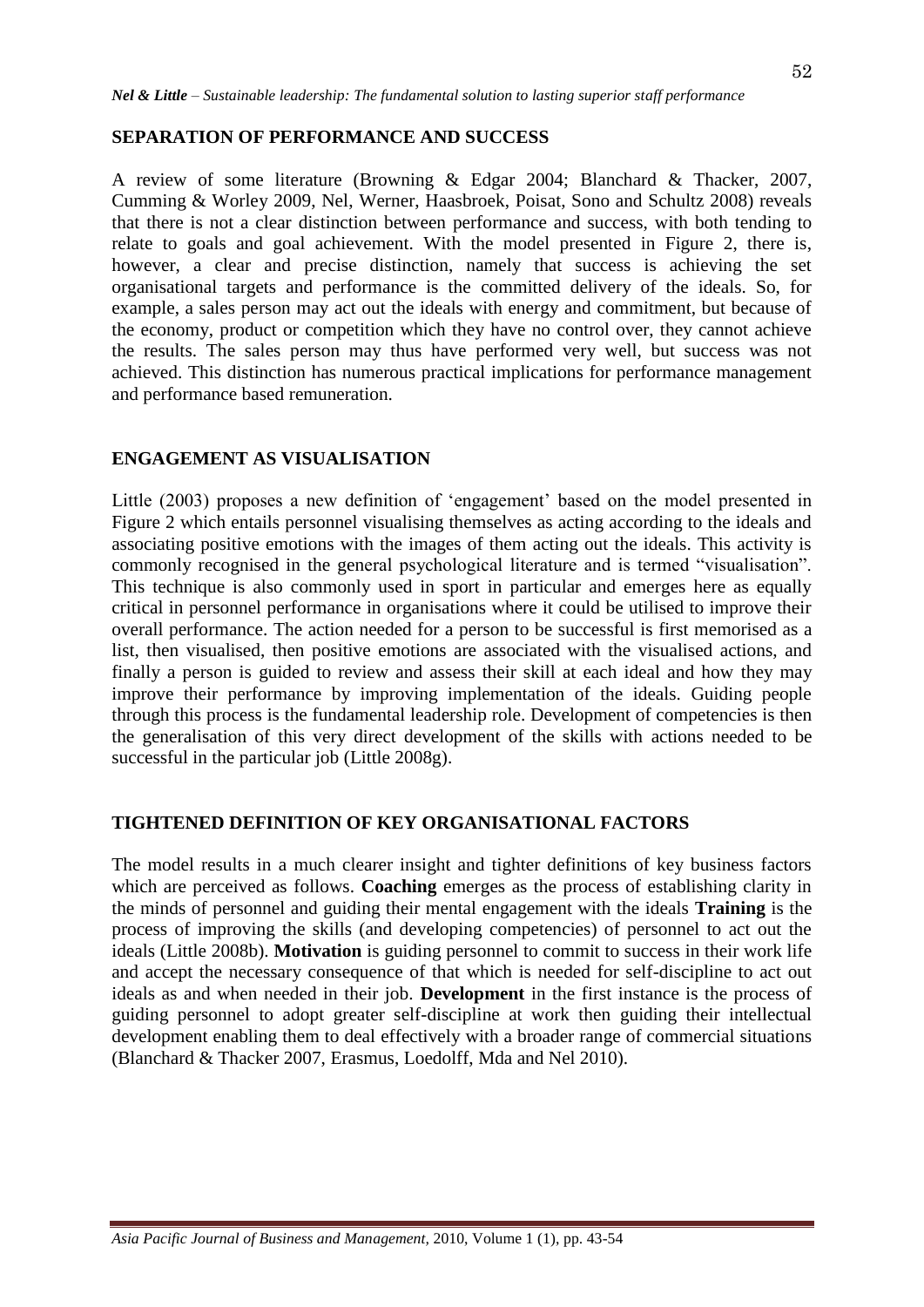## SEPARATION OF PERFORMANCE AND SUCCESS

A review of some literature (Browning & Edgar 2004; Blanchard & Thacker, 2007, Cumming & Worley 2009, Nel, Werner, Haasbroek, Poisat, Sono and Schultz 2008) reveals that there is not a clear distinction between performance and success, with both tending to relate to goals and goal achievement. With the model presented in Figure 2, there is, however, a clear and precise distinction, namely that success is achieving the set organisational targets and performance is the committed delivery of the ideals. So, for example, a sales person may act out the ideals with energy and commitment, but because of the economy, product or competition which they have no control over, they cannot achieve the results. The sales person may thus have performed very well, but success was not achieved. This distinction has numerous practical implications for performance management and performance based remuneration.

## ENGAGEMENT AS VISUALISATION

Little (2003) proposes a new definition of 'engagement' based on the model presented in Figure 2 which entails personnel visualising themselves as acting according to the ideals and associating positive emotions with the images of them acting out the ideals. This activity is commonly recognised in the general psychological literature and is termed "visualisation". This technique is also commonly used in sport in particular and emerges here as equally critical in personnel performance in organisations where it could be utilised to improve their overall performance. The action needed for a person to be successful is first memorised as a list, then visualised, then positive emotions are associated with the visualised actions, and finally a person is guided to review and assess their skill at each ideal and how they may improve their performance by improving implementation of the ideals. Guiding people through this process is the fundamental leadership role. Development of competencies is then the generalisation of this very direct development of the skills with actions needed to be successful in the particular job (Little 2008g).

## TIGHTENED DEFINITION OF KEY ORGANISATIONAL FACTORS

The model results in a much clearer insight and tighter definitions of key business factors which are perceived as follows. **Coaching** emerges as the process of establishing clarity in the minds of personnel and guiding their mental engagement with the ideals **Training** is the process of improving the skills (and developing competencies) of personnel to act out the ideals (Little 2008b). **Motivation** is guiding personnel to commit to success in their work life and accept the necessary consequence of that which is needed for self-discipline to act out ideals as and when needed in their job. **Development** in the first instance is the process of guiding personnel to adopt greater self-discipline at work then guiding their intellectual development enabling them to deal effectively with a broader range of commercial situations (Blanchard & Thacker 2007, Erasmus, Loedolff, Mda and Nel 2010).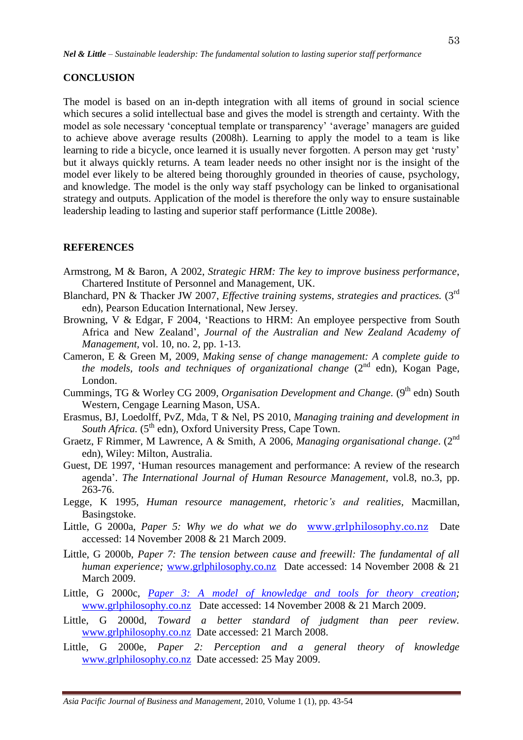## CONCLUSION

The model is based on an in-depth integration with all items of ground in social science which secures a solid intellectual base and gives the model is strength and certainty. With the model as sole necessary 'conceptual template or transparency' 'average' managers are guided to achieve above average results (2008h). Learning to apply the model to a team is like learning to ride a bicycle, once learned it is usually never forgotten. A person may get 'rusty' but it always quickly returns. A team leader needs no other insight nor is the insight of the model ever likely to be altered being thoroughly grounded in theories of cause, psychology, and knowledge. The model is the only way staff psychology can be linked to organisational strategy and outputs. Application of the model is therefore the only way to ensure sustainable leadership leading to lasting and superior staff performance (Little 2008e).

## REFERENCES

Armstrong, M & Baron, A 2002, *Strategic HRM: The key to improve business performance*, Chartered Institute of Personnel and Management, UK.

Blanchard, PN & Thacker JW 2007, *Effective training systems, strategies and practices.* (3rd edn), Pearson Education International, New Jersey.

Browning, V & Edgar, F 2004, 'Reactions to HRM: An employee perspective from South Africa and New Zealand', *Journal of the Australian and New Zealand Academy of Management*, vol. 10, no. 2, pp. 1-13.

Cameron, E & Green M, 2009, *Making sense of change management: A complete guide to the models, tools and techniques of organizational change* (2nd edn), Kogan Page, London.

Cummings, TG & Worley CG 2009, *Organisation Development and Change.* (9th edn) South Western, Cengage Learning Mason, USA.

Erasmus, BJ, Loedolff, PvZ, Mda, T & Nel, PS 2010, *Managing training and development in South Africa.* (5th edn), Oxford University Press, Cape Town.

Graetz, F Rimmer, M Lawrence, A & Smith, A 2006, *Managing organisational change*. (2nd edn), Wiley: Milton, Australia.

Guest, DE 1997, 'Human resources management and performance: A review of the research agenda'. *The International Journal of Human Resource Management*, vol.8, no.3, pp. 263-76.

Legge, K 1995, *Human resource management, rhetoric's and realities*, Macmillan, Basingstoke.

Little, G 2000a, *Paper 5: Why we do what we do* www.grlphilosophy.co.nz Date accessed: 14 November 2008 & 21 March 2009.

Little, G 2000b, *Paper 7: The tension between cause and freewill: The fundamental of all human experience;* www.grlphilosophy.co.nz Date accessed: 14 November 2008 & 21 March 2009.

Little, G 2000c, *Paper 3: A model of knowledge and tools for theory creation*; www.grlphilosophy.co.nz Date accessed: 14 November 2008 & 21 March 2009.

Little, G 2000d, *Toward a better standard of judgment than peer review.* www.grlphilosophy.co.nz Date accessed: 21 March 2008.

Little, G 2000e, *Paper 2: Perception and a general theory of knowledge* www.grlphilosophy.co.nz Date accessed: 25 May 2009.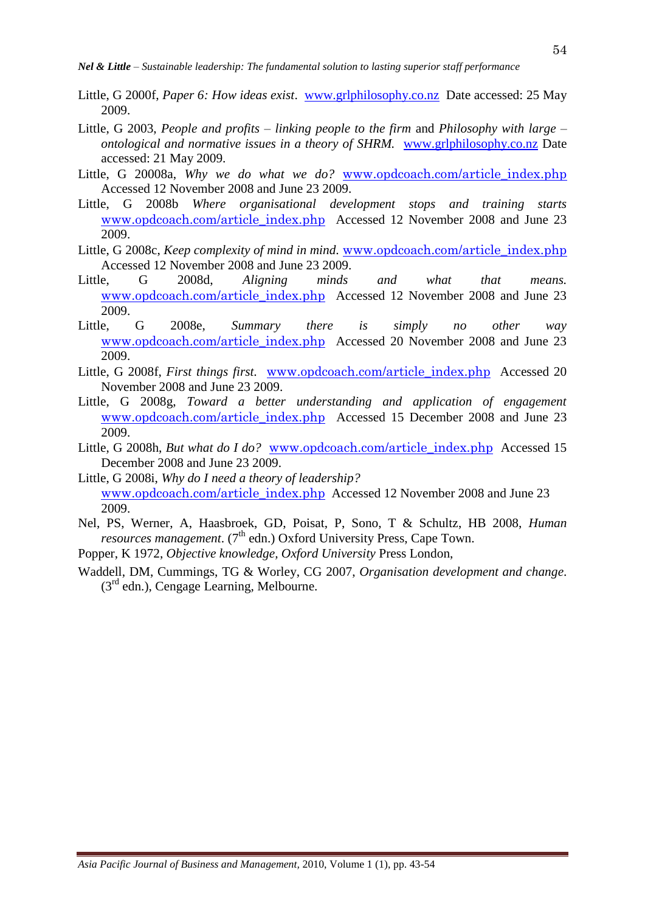Little, G 2000f, *Paper 6: How ideas exist*. www.grlphilosophy.co.nz Date accessed: 25 May 2009.

Little, G 2003, *People and profits – linking people to the firm* and *Philosophy with large – ontological and normative issues in a theory of SHRM.* www.grlphilosophy.co.nz Date accessed: 21 May 2009.

Little, G 20008a, *Why we do what we do?* www.opdcoach.com/article_index.php Accessed 12 November 2008 and June 23 2009.

Little, G 2008b *Where organisational development stops and training starts* www.opdcoach.com/article_index.php Accessed 12 November 2008 and June 23 2009.

Little, G 2008c, *Keep complexity of mind in mind*. www.opdcoach.com/article_index.php Accessed 12 November 2008 and June 23 2009.

Little, G 2008d, *Aligning minds and what that means.* www.opdcoach.com/article_index.php Accessed 12 November 2008 and June 23 2009.

Little, G 2008e, *Summary there is simply no other way* www.opdcoach.com/article_index.php Accessed 20 November 2008 and June 23 2009.

Little, G 2008f, *First things first.* www.opdcoach.com/article_index.php Accessed 20 November 2008 and June 23 2009.

Little, G 2008g, *Toward a better understanding and application of engagement* www.opdcoach.com/article_index.php Accessed 15 December 2008 and June 23 2009.

Little, G 2008h, *But what do I do?* www.opdcoach.com/article_index.php Accessed 15 December 2008 and June 23 2009.

Little, G 2008i, *Why do I need a theory of leadership?* www.opdcoach.com/article_index.php Accessed 12 November 2008 and June 23 2009.

Nel, PS, Werner, A, Haasbroek, GD, Poisat, P, Sono, T & Schultz, HB 2008, *Human resources management*. (7th edn.) Oxford University Press, Cape Town.

Popper, K 1972, *Objective knowledge, Oxford University* Press London,

Waddell, DM, Cummings, TG & Worley, CG 2007, *Organisation development and change*. (3rd edn.), Cengage Learning, Melbourne.